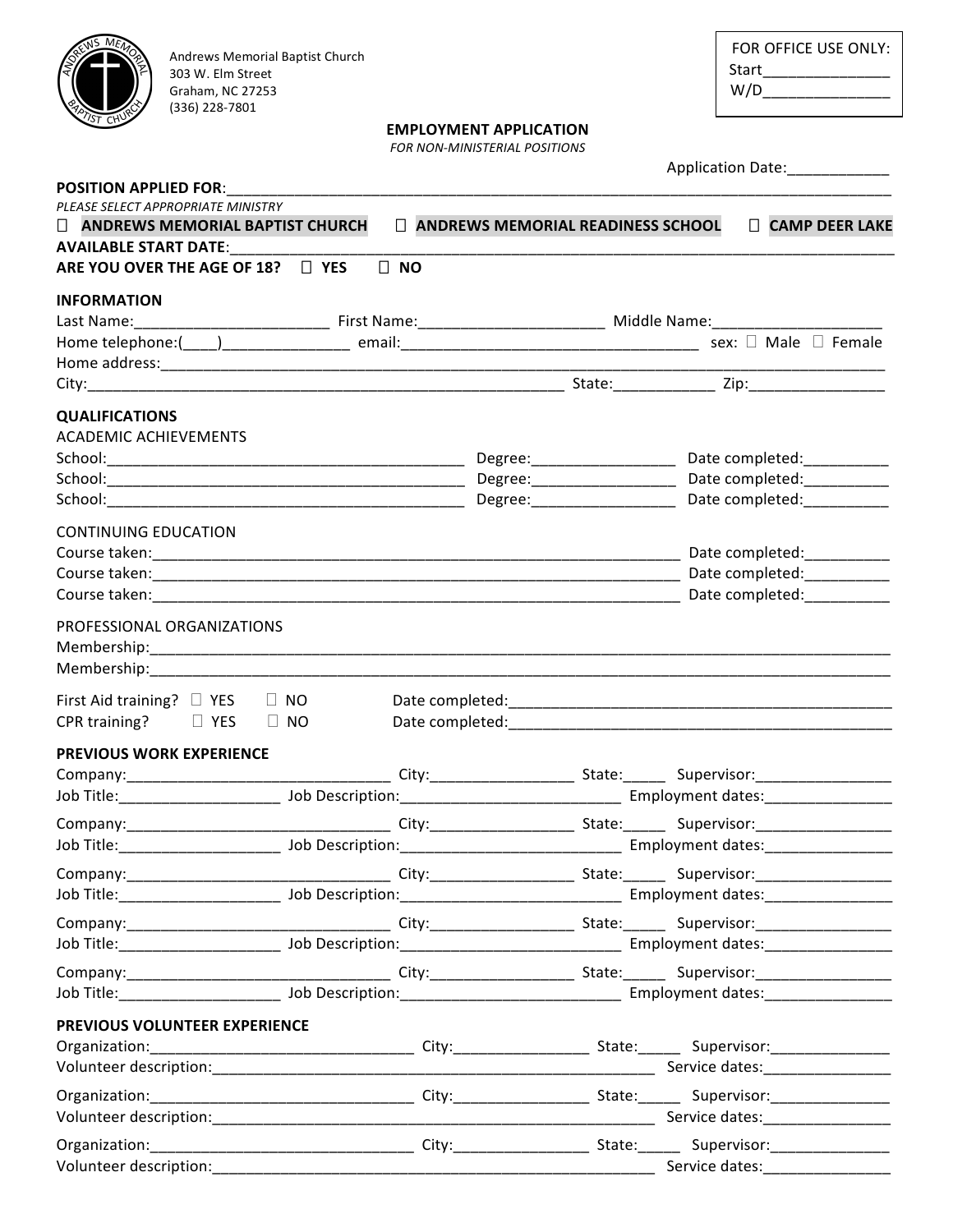Andrews Memorial Baptist Church
303 W. Elm Street
Graham, NC 27253
(336) 228-7801

FOR OFFICE USE ONLY:
Start_______________
W/D_______________

## EMPLOYMENT APPLICATION

*FOR NON-MINISTERIAL POSITIONS*

Application Date:____________

**POSITION APPLIED FOR**:_______________________________________________________________________________

*PLEASE SELECT APPROPRIATE MINISTRY*

☐ **ANDREWS MEMORIAL BAPTIST CHURCH** ☐ **ANDREWS MEMORIAL READINESS SCHOOL** ☐ **CAMP DEER LAKE**

**AVAILABLE START DATE**:_______________________________________________________________________________

**ARE YOU OVER THE AGE OF 18?** ☐ **YES** ☐ **NO**

### INFORMATION

Last Name:_______________________ First Name:______________________ Middle Name:____________________

Home telephone:(____)_______________ email:____________________________________ sex: ☐ Male ☐ Female

Home address:_______________________________________________________________________________

City:__________________________________________________________ State:____________ Zip:________________

### QUALIFICATIONS

ACADEMIC ACHIEVEMENTS

School:____________________________________________ Degree:_________________ Date completed:__________

School:____________________________________________ Degree:_________________ Date completed:__________

School:____________________________________________ Degree:_________________ Date completed:__________

CONTINUING EDUCATION

Course taken:_________________________________________________________________ Date completed:__________

Course taken:_________________________________________________________________ Date completed:__________

Course taken:_________________________________________________________________ Date completed:__________

PROFESSIONAL ORGANIZATIONS

Membership:_______________________________________________________________________________

Membership:_______________________________________________________________________________

First Aid training? ☐ YES ☐ NO Date completed:_______________________________________________

CPR training? ☐ YES ☐ NO Date completed:_______________________________________________

### PREVIOUS WORK EXPERIENCE

Company:________________________________ City:_________________ State:_____ Supervisor:________________

Job Title:___________________ Job Description:___________________________ Employment dates:_______________

Company:________________________________ City:_________________ State:_____ Supervisor:________________

Job Title:___________________ Job Description:___________________________ Employment dates:_______________

Company:________________________________ City:_________________ State:_____ Supervisor:________________

Job Title:___________________ Job Description:___________________________ Employment dates:_______________

Company:________________________________ City:_________________ State:_____ Supervisor:________________

Job Title:___________________ Job Description:___________________________ Employment dates:_______________

Company:________________________________ City:_________________ State:_____ Supervisor:________________

Job Title:___________________ Job Description:___________________________ Employment dates:_______________

### PREVIOUS VOLUNTEER EXPERIENCE

Organization:_______________________________ City:________________ State:_____ Supervisor:______________

Volunteer description:_______________________________________________________ Service dates:_______________

Organization:_______________________________ City:________________ State:_____ Supervisor:______________

Volunteer description:_______________________________________________________ Service dates:_______________

Organization:_______________________________ City:________________ State:_____ Supervisor:______________

Volunteer description:_______________________________________________________ Service dates:_______________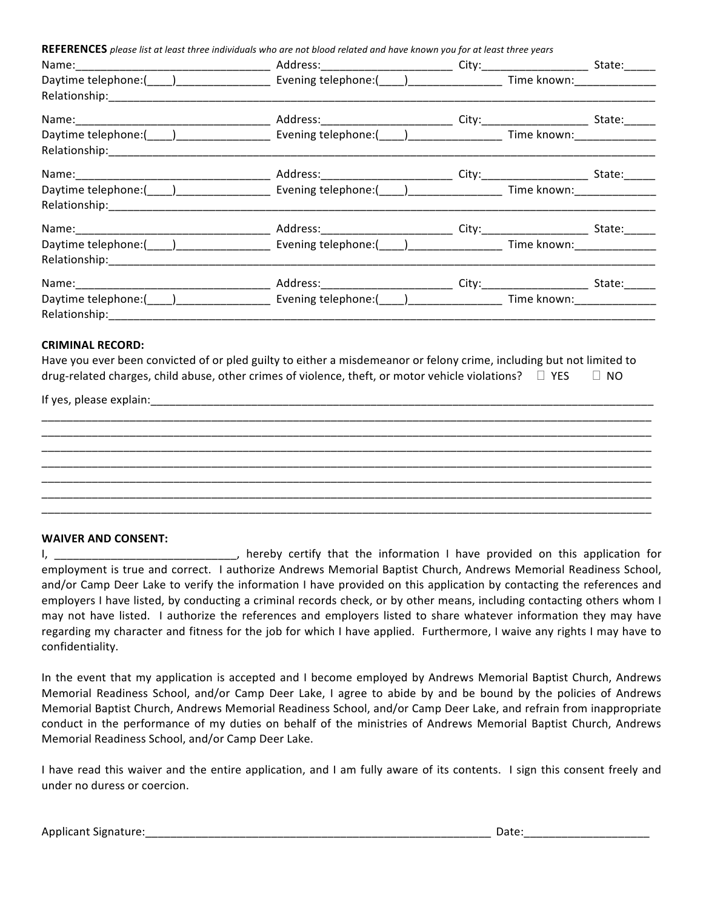**REFERENCES** *please list at least three individuals who are not blood related and have known you for at least three years*

Name:_______________________________ Address:_____________________ City:_________________ State:_____
Daytime telephone:(____)_______________ Evening telephone:(____)_______________ Time known:_____________
Relationship:_____________________________________________________________________________________

Name:_______________________________ Address:_____________________ City:_________________ State:_____
Daytime telephone:(____)_______________ Evening telephone:(____)_______________ Time known:_____________
Relationship:_____________________________________________________________________________________

Name:_______________________________ Address:_____________________ City:_________________ State:_____
Daytime telephone:(____)_______________ Evening telephone:(____)_______________ Time known:_____________
Relationship:_____________________________________________________________________________________

Name:_______________________________ Address:_____________________ City:_________________ State:_____
Daytime telephone:(____)_______________ Evening telephone:(____)_______________ Time known:_____________
Relationship:_____________________________________________________________________________________

Name:_______________________________ Address:_____________________ City:_________________ State:_____
Daytime telephone:(____)_______________ Evening telephone:(____)_______________ Time known:_____________
Relationship:_____________________________________________________________________________________

**CRIMINAL RECORD:**

Have you ever been convicted of or pled guilty to either a misdemeanor or felony crime, including but not limited to drug-related charges, child abuse, other crimes of violence, theft, or motor vehicle violations? ☐ YES ☐ NO

If yes, please explain:____________________________________________________________________________
__________________________________________________________________________________________________
__________________________________________________________________________________________________
__________________________________________________________________________________________________
__________________________________________________________________________________________________
__________________________________________________________________________________________________
__________________________________________________________________________________________________
__________________________________________________________________________________________________

**WAIVER AND CONSENT:**

I, _____________________________, hereby certify that the information I have provided on this application for employment is true and correct. I authorize Andrews Memorial Baptist Church, Andrews Memorial Readiness School, and/or Camp Deer Lake to verify the information I have provided on this application by contacting the references and employers I have listed, by conducting a criminal records check, or by other means, including contacting others whom I may not have listed. I authorize the references and employers listed to share whatever information they may have regarding my character and fitness for the job for which I have applied. Furthermore, I waive any rights I may have to confidentiality.

In the event that my application is accepted and I become employed by Andrews Memorial Baptist Church, Andrews Memorial Readiness School, and/or Camp Deer Lake, I agree to abide by and be bound by the policies of Andrews Memorial Baptist Church, Andrews Memorial Readiness School, and/or Camp Deer Lake, and refrain from inappropriate conduct in the performance of my duties on behalf of the ministries of Andrews Memorial Baptist Church, Andrews Memorial Readiness School, and/or Camp Deer Lake.

I have read this waiver and the entire application, and I am fully aware of its contents. I sign this consent freely and under no duress or coercion.

Applicant Signature:_________________________________________________________ Date:____________________